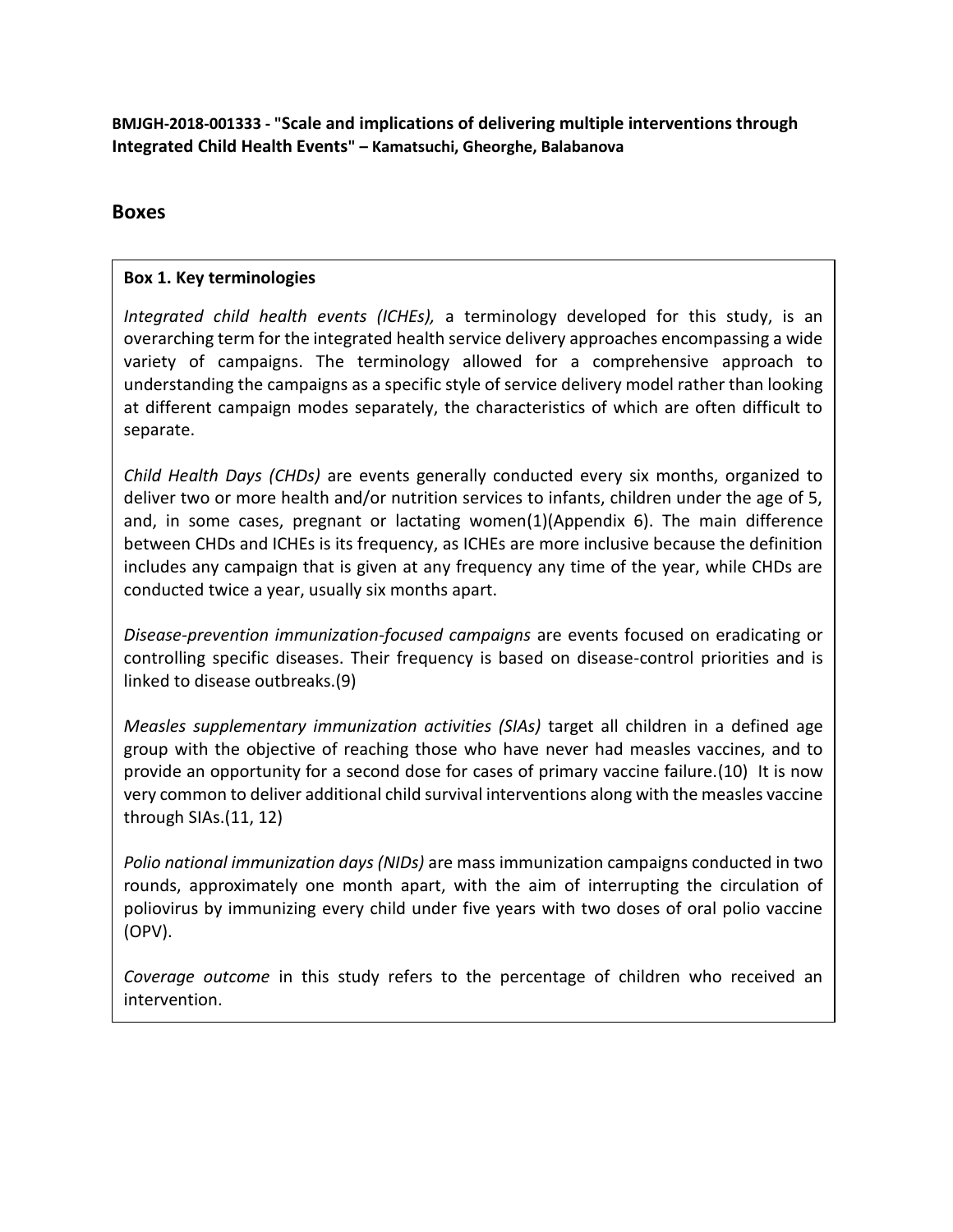**BMJGH-2018-001333 - "Scale and implications of delivering multiple interventions through Integrated Child Health Events" – Kamatsuchi, Gheorghe, Balabanova**

## Boxes

**Box 1. Key terminologies**

*Integrated child health events (ICHEs),* a terminology developed for this study, is an overarching term for the integrated health service delivery approaches encompassing a wide variety of campaigns. The terminology allowed for a comprehensive approach to understanding the campaigns as a specific style of service delivery model rather than looking at different campaign modes separately, the characteristics of which are often difficult to separate.

*Child Health Days (CHDs)* are events generally conducted every six months, organized to deliver two or more health and/or nutrition services to infants, children under the age of 5, and, in some cases, pregnant or lactating women(1)(Appendix 6). The main difference between CHDs and ICHEs is its frequency, as ICHEs are more inclusive because the definition includes any campaign that is given at any frequency any time of the year, while CHDs are conducted twice a year, usually six months apart.

*Disease-prevention immunization-focused campaigns* are events focused on eradicating or controlling specific diseases. Their frequency is based on disease-control priorities and is linked to disease outbreaks.(9)

*Measles supplementary immunization activities (SIAs)* target all children in a defined age group with the objective of reaching those who have never had measles vaccines, and to provide an opportunity for a second dose for cases of primary vaccine failure.(10) It is now very common to deliver additional child survival interventions along with the measles vaccine through SIAs.(11, 12)

*Polio national immunization days (NIDs)* are mass immunization campaigns conducted in two rounds, approximately one month apart, with the aim of interrupting the circulation of poliovirus by immunizing every child under five years with two doses of oral polio vaccine (OPV).

*Coverage outcome* in this study refers to the percentage of children who received an intervention.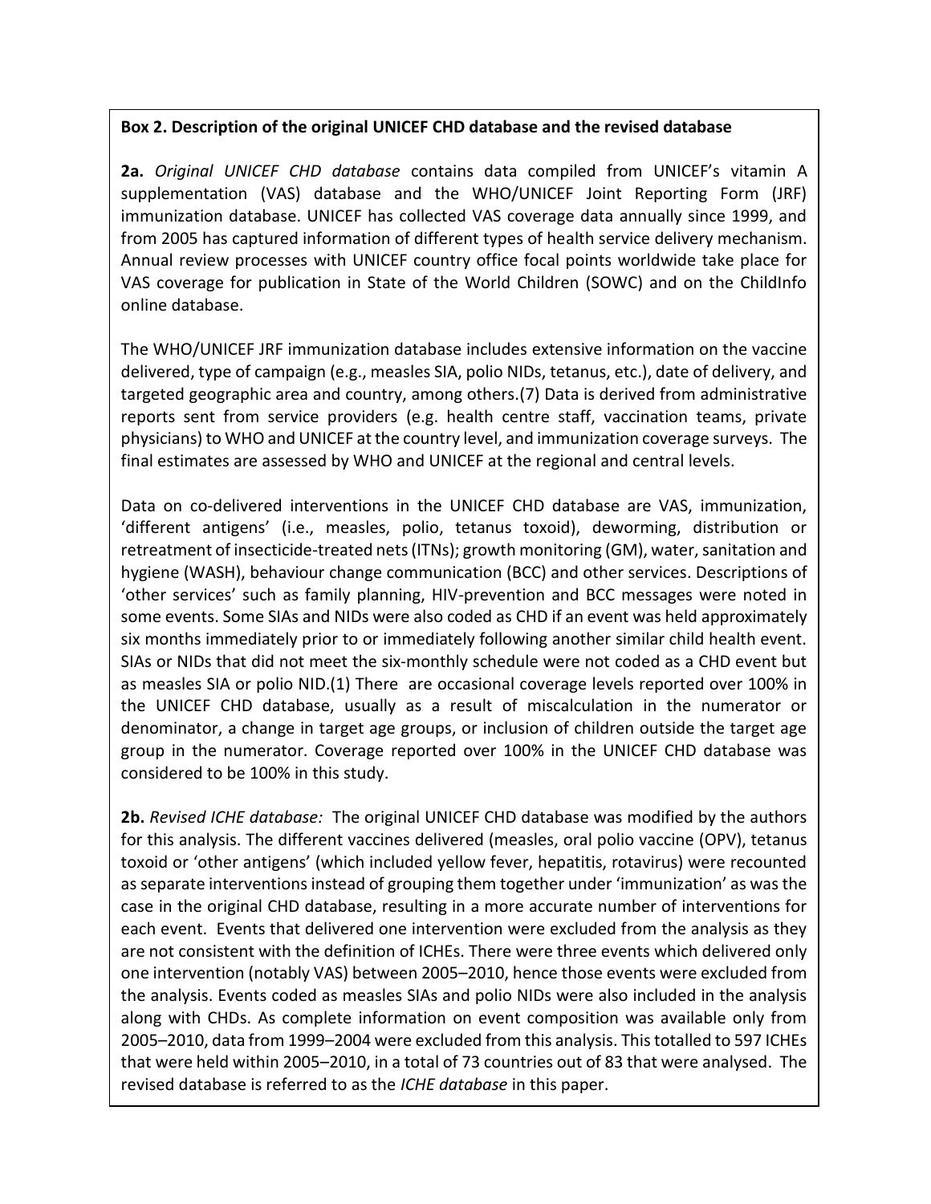**Box 2. Description of the original UNICEF CHD database and the revised database**

**2a.** *Original UNICEF CHD database* contains data compiled from UNICEF's vitamin A supplementation (VAS) database and the WHO/UNICEF Joint Reporting Form (JRF) immunization database. UNICEF has collected VAS coverage data annually since 1999, and from 2005 has captured information of different types of health service delivery mechanism. Annual review processes with UNICEF country office focal points worldwide take place for VAS coverage for publication in State of the World Children (SOWC) and on the ChildInfo online database.

The WHO/UNICEF JRF immunization database includes extensive information on the vaccine delivered, type of campaign (e.g., measles SIA, polio NIDs, tetanus, etc.), date of delivery, and targeted geographic area and country, among others.(7) Data is derived from administrative reports sent from service providers (e.g. health centre staff, vaccination teams, private physicians) to WHO and UNICEF at the country level, and immunization coverage surveys. The final estimates are assessed by WHO and UNICEF at the regional and central levels.

Data on co-delivered interventions in the UNICEF CHD database are VAS, immunization, 'different antigens' (i.e., measles, polio, tetanus toxoid), deworming, distribution or retreatment of insecticide-treated nets (ITNs); growth monitoring (GM), water, sanitation and hygiene (WASH), behaviour change communication (BCC) and other services. Descriptions of 'other services' such as family planning, HIV-prevention and BCC messages were noted in some events. Some SIAs and NIDs were also coded as CHD if an event was held approximately six months immediately prior to or immediately following another similar child health event. SIAs or NIDs that did not meet the six-monthly schedule were not coded as a CHD event but as measles SIA or polio NID.(1) There are occasional coverage levels reported over 100% in the UNICEF CHD database, usually as a result of miscalculation in the numerator or denominator, a change in target age groups, or inclusion of children outside the target age group in the numerator. Coverage reported over 100% in the UNICEF CHD database was considered to be 100% in this study.

**2b.** *Revised ICHE database:* The original UNICEF CHD database was modified by the authors for this analysis. The different vaccines delivered (measles, oral polio vaccine (OPV), tetanus toxoid or 'other antigens' (which included yellow fever, hepatitis, rotavirus) were recounted as separate interventions instead of grouping them together under 'immunization' as was the case in the original CHD database, resulting in a more accurate number of interventions for each event. Events that delivered one intervention were excluded from the analysis as they are not consistent with the definition of ICHEs. There were three events which delivered only one intervention (notably VAS) between 2005–2010, hence those events were excluded from the analysis. Events coded as measles SIAs and polio NIDs were also included in the analysis along with CHDs. As complete information on event composition was available only from 2005–2010, data from 1999–2004 were excluded from this analysis. This totalled to 597 ICHEs that were held within 2005–2010, in a total of 73 countries out of 83 that were analysed. The revised database is referred to as the *ICHE database* in this paper.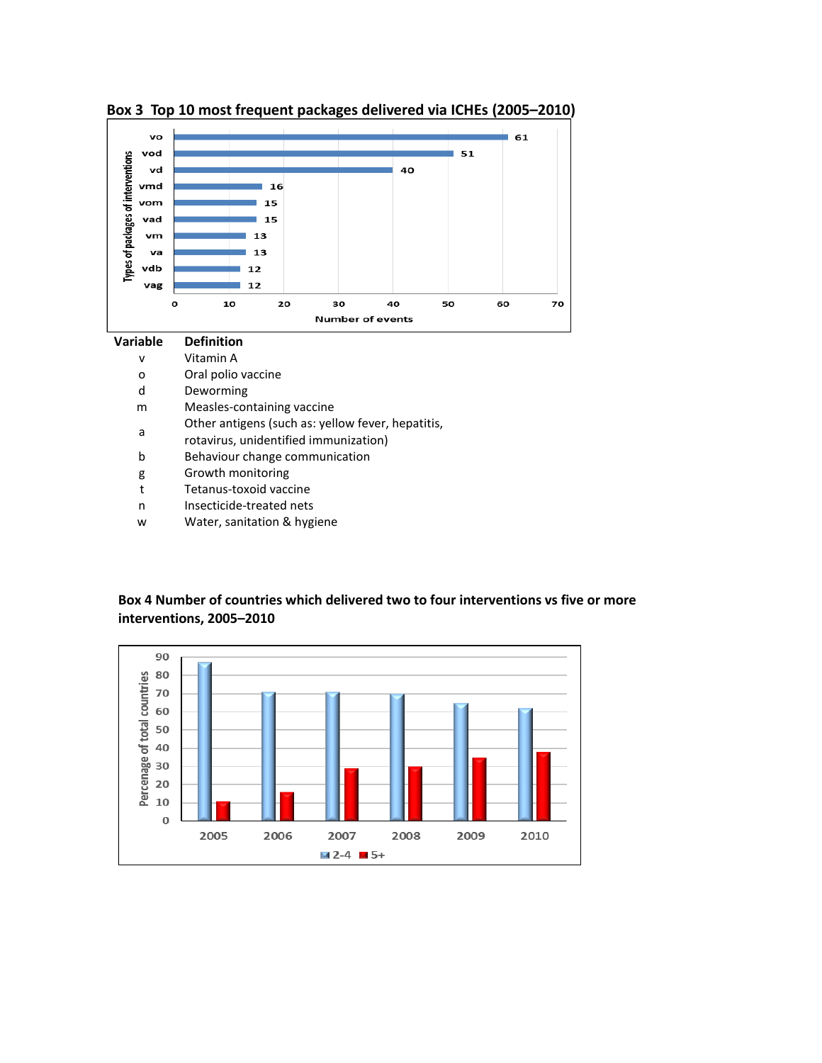**Box 3 Top 10 most frequent packages delivered via ICHEs (2005–2010)**

| Types of packages of interventions | Number of events |
| --- | --- |
| vo | 61 |
| vod | 51 |
| vd | 40 |
| vmd | 16 |
| vom | 15 |
| vad | 15 |
| vm | 13 |
| va | 13 |
| vdb | 12 |
| vag | 12 |

| Variable | Definition |
| --- | --- |
| v | Vitamin A |
| o | Oral polio vaccine |
| d | Deworming |
| m | Measles-containing vaccine |
| a | Other antigens (such as: yellow fever, hepatitis, rotavirus, unidentified immunization) |
| b | Behaviour change communication |
| g | Growth monitoring |
| t | Tetanus-toxoid vaccine |
| n | Insecticide-treated nets |
| w | Water, sanitation & hygiene |

**Box 4 Number of countries which delivered two to four interventions vs five or more interventions, 2005–2010**

Percenage of total countries

| Year | 2-4 | 5+ |
| --- | --- | --- |
| 2005 | 87 | 11 |
| 2006 | 71 | 16 |
| 2007 | 71 | 29 |
| 2008 | 70 | 30 |
| 2009 | 65 | 35 |
| 2010 | 62 | 38 |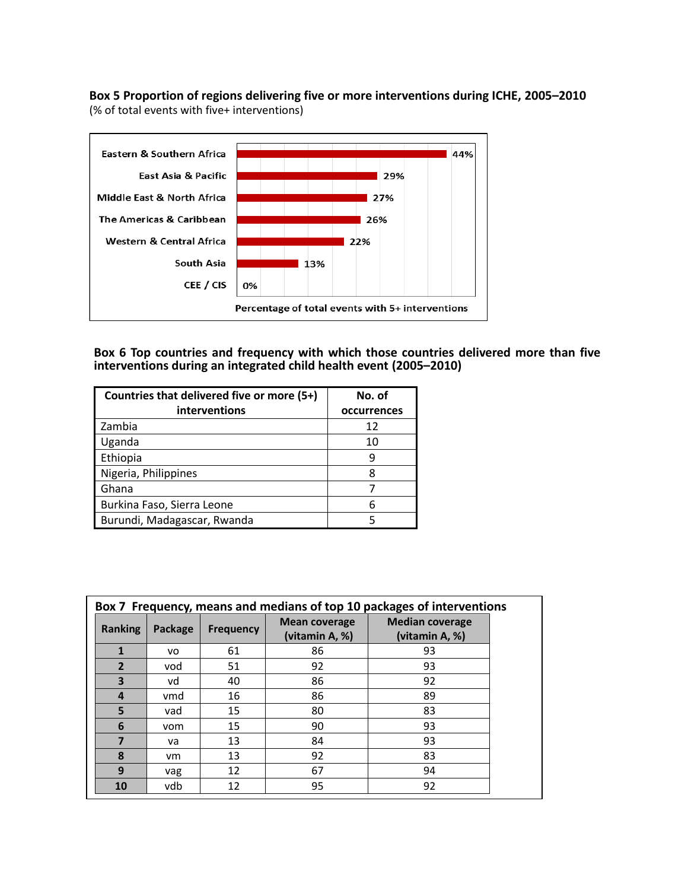**Box 5 Proportion of regions delivering five or more interventions during ICHE, 2005–2010**
(% of total events with five+ interventions)

| Region | Percentage of total events with 5+ interventions |
|---|---|
| Eastern & Southern Africa | 44% |
| East Asia & Pacific | 29% |
| Middle East & North Africa | 27% |
| The Americas & Caribbean | 26% |
| Western & Central Africa | 22% |
| South Asia | 13% |
| CEE / CIS | 0% |

**Box 6 Top countries and frequency with which those countries delivered more than five interventions during an integrated child health event (2005–2010)**

| Countries that delivered five or more (5+) interventions | No. of occurrences |
|---|---|
| Zambia | 12 |
| Uganda | 10 |
| Ethiopia | 9 |
| Nigeria, Philippines | 8 |
| Ghana | 7 |
| Burkina Faso, Sierra Leone | 6 |
| Burundi, Madagascar, Rwanda | 5 |

**Box 7 Frequency, means and medians of top 10 packages of interventions**

| Ranking | Package | Frequency | Mean coverage (vitamin A, %) | Median coverage (vitamin A, %) |
|---|---|---|---|---|
| 1 | vo | 61 | 86 | 93 |
| 2 | vod | 51 | 92 | 93 |
| 3 | vd | 40 | 86 | 92 |
| 4 | vmd | 16 | 86 | 89 |
| 5 | vad | 15 | 80 | 83 |
| 6 | vom | 15 | 90 | 93 |
| 7 | va | 13 | 84 | 93 |
| 8 | vm | 13 | 92 | 83 |
| 9 | vag | 12 | 67 | 94 |
| 10 | vdb | 12 | 95 | 92 |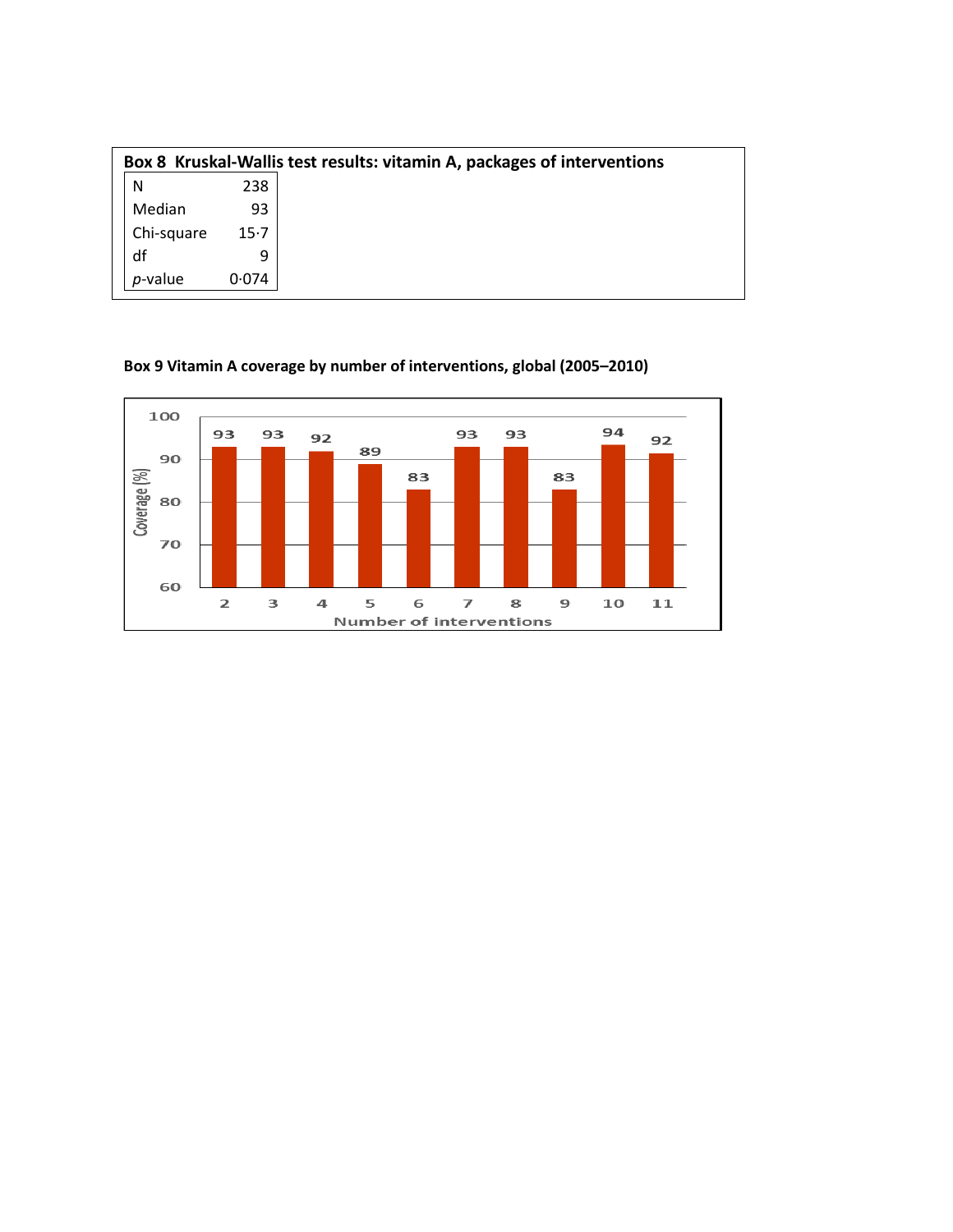**Box 8 Kruskal-Wallis test results: vitamin A, packages of interventions**

| | |
|---|---|
| N | 238 |
| Median | 93 |
| Chi-square | 15·7 |
| df | 9 |
| *p*-value | 0·074 |

**Box 9 Vitamin A coverage by number of interventions, global (2005–2010)**

100
90
80
70
60

Coverage (%)

93 93 92 89 83 93 93 83 94 92

2 3 4 5 6 7 8 9 10 11

Number of interventions